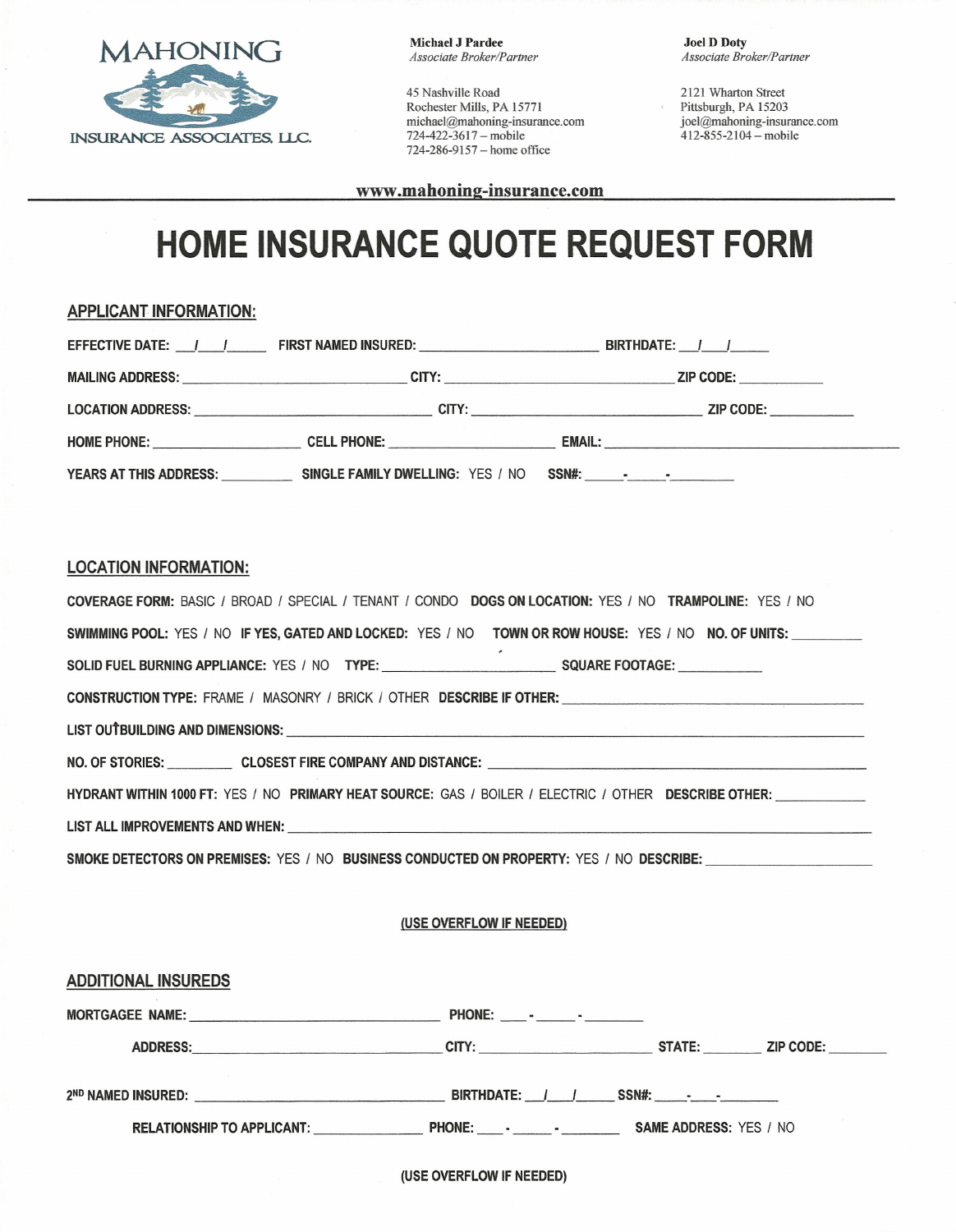MAHONING
INSURANCE ASSOCIATES, LLC.

**Michael J Pardee**
*Associate Broker/Partner*

45 Nashville Road
Rochester Mills, PA 15771
michael@mahoning-insurance.com
724-422-3617 – mobile
724-286-9157 – home office

**Joel D Doty**
*Associate Broker/Partner*

2121 Wharton Street
Pittsburgh, PA 15203
joel@mahoning-insurance.com
412-855-2104 – mobile

**www.mahoning-insurance.com**

# HOME INSURANCE QUOTE REQUEST FORM

## APPLICANT INFORMATION:

**EFFECTIVE DATE:** ___/___/_____ **FIRST NAMED INSURED:** ________________________ **BIRTHDATE:** ___/___/_____

**MAILING ADDRESS:** ______________________________ **CITY:** ______________________________ **ZIP CODE:** ___________

**LOCATION ADDRESS:** ______________________________ **CITY:** ______________________________ **ZIP CODE:** ___________

**HOME PHONE:** ____________________ **CELL PHONE:** ______________________ **EMAIL:** ________________________________________

**YEARS AT THIS ADDRESS:** _________ **SINGLE FAMILY DWELLING:** YES / NO **SSN#:** _____-_____-________

## LOCATION INFORMATION:

**COVERAGE FORM:** BASIC / BROAD / SPECIAL / TENANT / CONDO **DOGS ON LOCATION:** YES / NO **TRAMPOLINE:** YES / NO

**SWIMMING POOL:** YES / NO **IF YES, GATED AND LOCKED:** YES / NO **TOWN OR ROW HOUSE:** YES / NO **NO. OF UNITS:** _________

**SOLID FUEL BURNING APPLIANCE:** YES / NO **TYPE:** ________________________ **SQUARE FOOTAGE:** ___________

**CONSTRUCTION TYPE:** FRAME / MASONRY / BRICK / OTHER **DESCRIBE IF OTHER:** ________________________________________

**LIST OUTBUILDING AND DIMENSIONS:** ______________________________________________________________________

**NO. OF STORIES:** _________ **CLOSEST FIRE COMPANY AND DISTANCE:** ____________________________________________

**HYDRANT WITHIN 1000 FT:** YES / NO **PRIMARY HEAT SOURCE:** GAS / BOILER / ELECTRIC / OTHER **DESCRIBE OTHER:** ____________

**LIST ALL IMPROVEMENTS AND WHEN:** ______________________________________________________________________

**SMOKE DETECTORS ON PREMISES:** YES / NO **BUSINESS CONDUCTED ON PROPERTY:** YES / NO **DESCRIBE:** ______________________

**(USE OVERFLOW IF NEEDED)**

## ADDITIONAL INSUREDS

**MORTGAGEE NAME:** ________________________________ **PHONE:** ___-_____-_______

**ADDRESS:** ________________________________ **CITY:** ______________________ **STATE:** ________ **ZIP CODE:** ________

**2ND NAMED INSURED:** ________________________________ **BIRTHDATE:** ___/___/_____ **SSN#:** ____-____-________

**RELATIONSHIP TO APPLICANT:** _______________ **PHONE:** ___-_____-_______ **SAME ADDRESS:** YES / NO

**(USE OVERFLOW IF NEEDED)**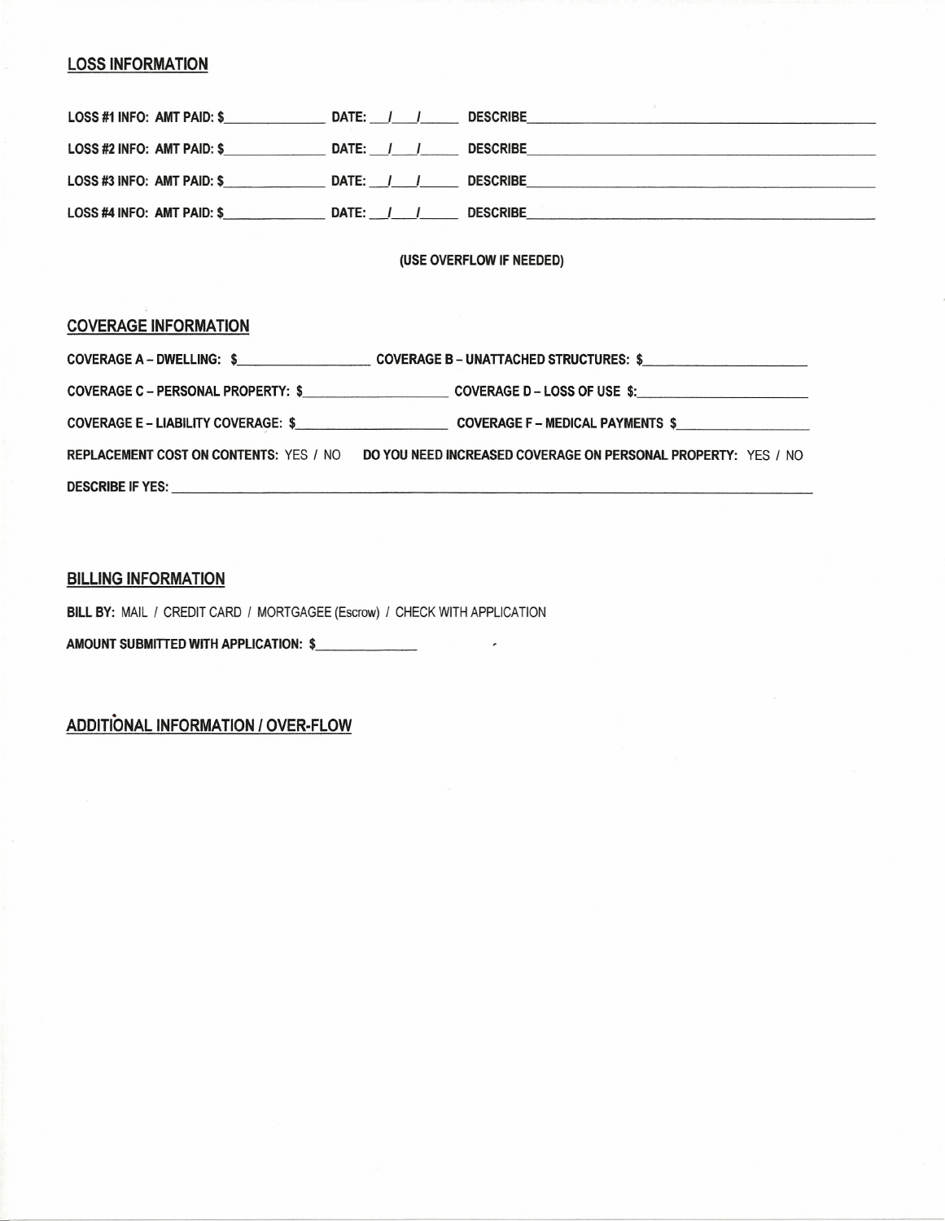## LOSS INFORMATION

**LOSS #1 INFO: AMT PAID: $**_____________ **DATE:** ___/___/_____ **DESCRIBE**_____________________________________________

**LOSS #2 INFO: AMT PAID: $**_____________ **DATE:** ___/___/_____ **DESCRIBE**_____________________________________________

**LOSS #3 INFO: AMT PAID: $**_____________ **DATE:** ___/___/_____ **DESCRIBE**_____________________________________________

**LOSS #4 INFO: AMT PAID: $**_____________ **DATE:** ___/___/_____ **DESCRIBE**_____________________________________________

**(USE OVERFLOW IF NEEDED)**

## COVERAGE INFORMATION

**COVERAGE A – DWELLING: $**_________________ **COVERAGE B – UNATTACHED STRUCTURES: $**_____________________

**COVERAGE C – PERSONAL PROPERTY: $**___________________ **COVERAGE D – LOSS OF USE $:**______________________

**COVERAGE E – LIABILITY COVERAGE: $**___________________ **COVERAGE F – MEDICAL PAYMENTS $**_________________

**REPLACEMENT COST ON CONTENTS:** YES / NO **DO YOU NEED INCREASED COVERAGE ON PERSONAL PROPERTY:** YES / NO

**DESCRIBE IF YES:** ______________________________________________________________________________

## BILLING INFORMATION

**BILL BY:** MAIL / CREDIT CARD / MORTGAGEE (Escrow) / CHECK WITH APPLICATION

**AMOUNT SUBMITTED WITH APPLICATION: $**_____________

## ADDITIONAL INFORMATION / OVER-FLOW